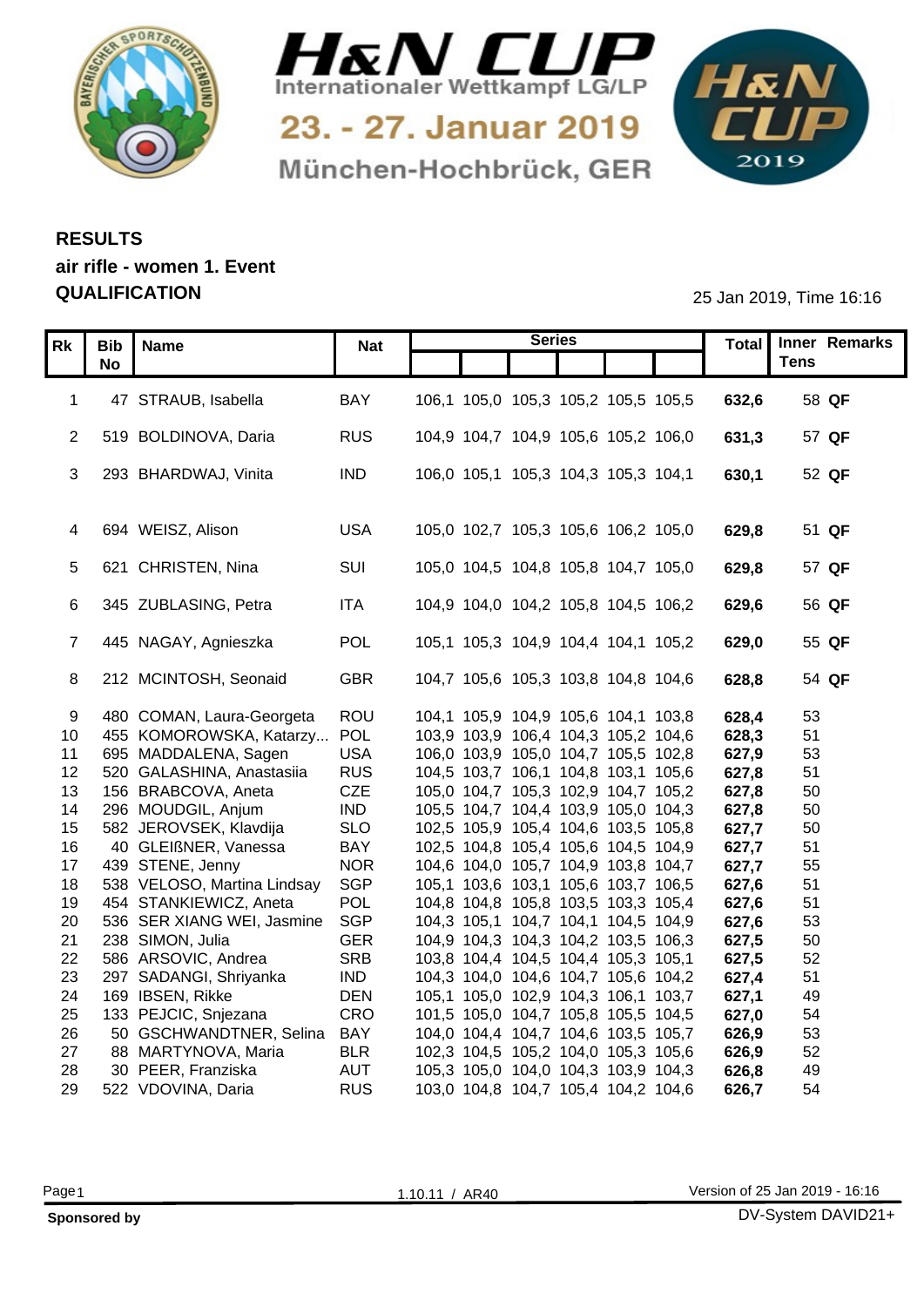# H&N CUP

Internationaler Wettkampf LG/LP

23. - 27. Januar 2019

München-Hochbrück, GER

## RESULTS

**air rifle - women 1. Event**

**QUALIFICATION**

25 Jan 2019, Time 16:16

| Rk | Bib No | Name | Nat | Series | | | | | | Total | Inner Tens | Remarks |
|---|---|---|---|---|---|---|---|---|---|---|---|---|
| 1 | 47 | STRAUB, Isabella | BAY | 106,1 | 105,0 | 105,3 | 105,2 | 105,5 | 105,5 | **632,6** | 58 | **QF** |
| 2 | 519 | BOLDINOVA, Daria | RUS | 104,9 | 104,7 | 104,9 | 105,6 | 105,2 | 106,0 | **631,3** | 57 | **QF** |
| 3 | 293 | BHARDWAJ, Vinita | IND | 106,0 | 105,1 | 105,3 | 104,3 | 105,3 | 104,1 | **630,1** | 52 | **QF** |
| 4 | 694 | WEISZ, Alison | USA | 105,0 | 102,7 | 105,3 | 105,6 | 106,2 | 105,0 | **629,8** | 51 | **QF** |
| 5 | 621 | CHRISTEN, Nina | SUI | 105,0 | 104,5 | 104,8 | 105,8 | 104,7 | 105,0 | **629,8** | 57 | **QF** |
| 6 | 345 | ZUBLASING, Petra | ITA | 104,9 | 104,0 | 104,2 | 105,8 | 104,5 | 106,2 | **629,6** | 56 | **QF** |
| 7 | 445 | NAGAY, Agnieszka | POL | 105,1 | 105,3 | 104,9 | 104,4 | 104,1 | 105,2 | **629,0** | 55 | **QF** |
| 8 | 212 | MCINTOSH, Seonaid | GBR | 104,7 | 105,6 | 105,3 | 103,8 | 104,8 | 104,6 | **628,8** | 54 | **QF** |
| 9 | 480 | COMAN, Laura-Georgeta | ROU | 104,1 | 105,9 | 104,9 | 105,6 | 104,1 | 103,8 | **628,4** | 53 | |
| 10 | 455 | KOMOROWSKA, Katarzy... | POL | 103,9 | 103,9 | 106,4 | 104,3 | 105,2 | 104,6 | **628,3** | 51 | |
| 11 | 695 | MADDALENA, Sagen | USA | 106,0 | 103,9 | 105,0 | 104,7 | 105,5 | 102,8 | **627,9** | 53 | |
| 12 | 520 | GALASHINA, Anastasiia | RUS | 104,5 | 103,7 | 106,1 | 104,8 | 103,1 | 105,6 | **627,8** | 51 | |
| 13 | 156 | BRABCOVA, Aneta | CZE | 105,0 | 104,7 | 105,3 | 102,9 | 104,7 | 105,2 | **627,8** | 50 | |
| 14 | 296 | MOUDGIL, Anjum | IND | 105,5 | 104,7 | 104,4 | 103,9 | 105,0 | 104,3 | **627,8** | 50 | |
| 15 | 582 | JEROVSEK, Klavdija | SLO | 102,5 | 105,9 | 105,4 | 104,6 | 103,5 | 105,8 | **627,7** | 50 | |
| 16 | 40 | GLEIẞNER, Vanessa | BAY | 102,5 | 104,8 | 105,4 | 105,6 | 104,5 | 104,9 | **627,7** | 51 | |
| 17 | 439 | STENE, Jenny | NOR | 104,6 | 104,0 | 105,7 | 104,9 | 103,8 | 104,7 | **627,7** | 55 | |
| 18 | 538 | VELOSO, Martina Lindsay | SGP | 105,1 | 103,6 | 103,1 | 105,6 | 103,7 | 106,5 | **627,6** | 51 | |
| 19 | 454 | STANKIEWICZ, Aneta | POL | 104,8 | 104,8 | 105,8 | 103,5 | 103,3 | 105,4 | **627,6** | 51 | |
| 20 | 536 | SER XIANG WEI, Jasmine | SGP | 104,3 | 105,1 | 104,7 | 104,1 | 104,5 | 104,9 | **627,6** | 53 | |
| 21 | 238 | SIMON, Julia | GER | 104,9 | 104,3 | 104,3 | 104,2 | 103,5 | 106,3 | **627,5** | 50 | |
| 22 | 586 | ARSOVIC, Andrea | SRB | 103,8 | 104,4 | 104,5 | 104,4 | 105,3 | 105,1 | **627,5** | 52 | |
| 23 | 297 | SADANGI, Shriyanka | IND | 104,3 | 104,0 | 104,6 | 104,7 | 105,6 | 104,2 | **627,4** | 51 | |
| 24 | 169 | IBSEN, Rikke | DEN | 105,1 | 105,0 | 102,9 | 104,3 | 106,1 | 103,7 | **627,1** | 49 | |
| 25 | 133 | PEJCIC, Snjezana | CRO | 101,5 | 105,0 | 104,7 | 105,8 | 105,5 | 104,5 | **627,0** | 54 | |
| 26 | 50 | GSCHWANDTNER, Selina | BAY | 104,0 | 104,4 | 104,7 | 104,6 | 103,5 | 105,7 | **626,9** | 53 | |
| 27 | 88 | MARTYNOVA, Maria | BLR | 102,3 | 104,5 | 105,2 | 104,0 | 105,3 | 105,6 | **626,9** | 52 | |
| 28 | 30 | PEER, Franziska | AUT | 105,3 | 105,0 | 104,0 | 104,3 | 103,9 | 104,3 | **626,8** | 49 | |
| 29 | 522 | VDOVINA, Daria | RUS | 103,0 | 104,8 | 104,7 | 105,4 | 104,2 | 104,6 | **626,7** | 54 | |

1.10.11 / AR40

Version of 25 Jan 2019 - 16:16

**Sponsored by**

DV-System DAVID21+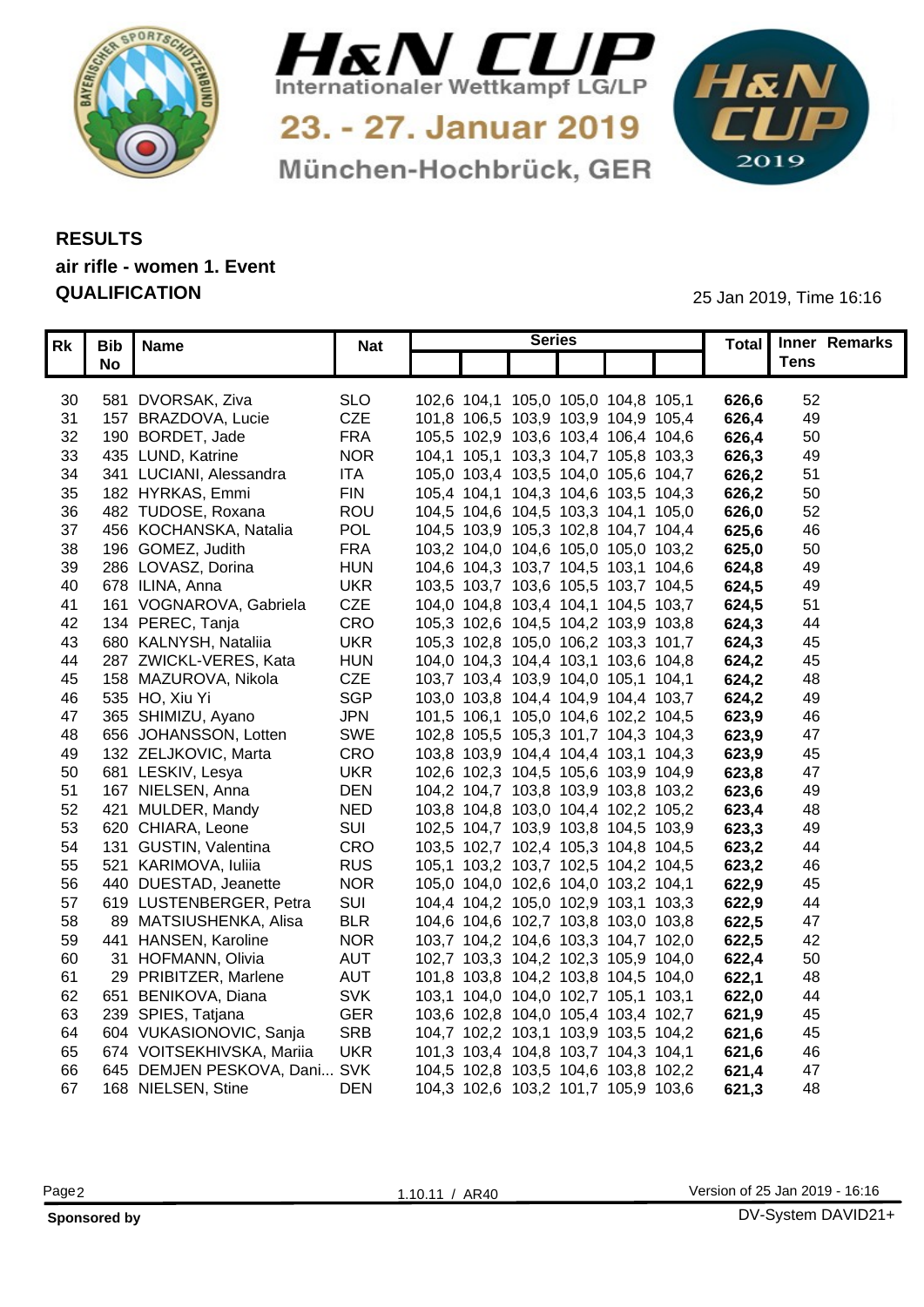H&N CUP

Internationaler Wettkampf LG/LP

23. - 27. Januar 2019

München-Hochbrück, GER

**RESULTS**
**air rifle - women 1. Event**
**QUALIFICATION**

25 Jan 2019, Time 16:16

| Rk | Bib No | Name | Nat | Series | | | | | | Total | Inner Tens | Remarks |
|---|---|---|---|---|---|---|---|---|---|---|---|---|
| 30 | 581 | DVORSAK, Ziva | SLO | 102,6 | 104,1 | 105,0 | 105,0 | 104,8 | 105,1 | **626,6** | 52 | |
| 31 | 157 | BRAZDOVA, Lucie | CZE | 101,8 | 106,5 | 103,9 | 103,9 | 104,9 | 105,4 | **626,4** | 49 | |
| 32 | 190 | BORDET, Jade | FRA | 105,5 | 102,9 | 103,6 | 103,4 | 106,4 | 104,6 | **626,4** | 50 | |
| 33 | 435 | LUND, Katrine | NOR | 104,1 | 105,1 | 103,3 | 104,7 | 105,8 | 103,3 | **626,3** | 49 | |
| 34 | 341 | LUCIANI, Alessandra | ITA | 105,0 | 103,4 | 103,5 | 104,0 | 105,6 | 104,7 | **626,2** | 51 | |
| 35 | 182 | HYRKAS, Emmi | FIN | 105,4 | 104,1 | 104,3 | 104,6 | 103,5 | 104,3 | **626,2** | 50 | |
| 36 | 482 | TUDOSE, Roxana | ROU | 104,5 | 104,6 | 104,5 | 103,3 | 104,1 | 105,0 | **626,0** | 52 | |
| 37 | 456 | KOCHANSKA, Natalia | POL | 104,5 | 103,9 | 105,3 | 102,8 | 104,7 | 104,4 | **625,6** | 46 | |
| 38 | 196 | GOMEZ, Judith | FRA | 103,2 | 104,0 | 104,6 | 105,0 | 105,0 | 103,2 | **625,0** | 50 | |
| 39 | 286 | LOVASZ, Dorina | HUN | 104,6 | 104,3 | 103,7 | 104,5 | 103,1 | 104,6 | **624,8** | 49 | |
| 40 | 678 | ILINA, Anna | UKR | 103,5 | 103,7 | 103,6 | 105,5 | 103,7 | 104,5 | **624,5** | 49 | |
| 41 | 161 | VOGNAROVA, Gabriela | CZE | 104,0 | 104,8 | 103,4 | 104,1 | 104,5 | 103,7 | **624,5** | 51 | |
| 42 | 134 | PEREC, Tanja | CRO | 105,3 | 102,6 | 104,5 | 104,2 | 103,9 | 103,8 | **624,3** | 44 | |
| 43 | 680 | KALNYSH, Nataliia | UKR | 105,3 | 102,8 | 105,0 | 106,2 | 103,3 | 101,7 | **624,3** | 45 | |
| 44 | 287 | ZWICKL-VERES, Kata | HUN | 104,0 | 104,3 | 104,4 | 103,1 | 103,6 | 104,8 | **624,2** | 45 | |
| 45 | 158 | MAZUROVA, Nikola | CZE | 103,7 | 103,4 | 103,9 | 104,0 | 105,1 | 104,1 | **624,2** | 48 | |
| 46 | 535 | HO, Xiu Yi | SGP | 103,0 | 103,8 | 104,4 | 104,9 | 104,4 | 103,7 | **624,2** | 49 | |
| 47 | 365 | SHIMIZU, Ayano | JPN | 101,5 | 106,1 | 105,0 | 104,6 | 102,2 | 104,5 | **623,9** | 46 | |
| 48 | 656 | JOHANSSON, Lotten | SWE | 102,8 | 105,5 | 105,3 | 101,7 | 104,3 | 104,3 | **623,9** | 47 | |
| 49 | 132 | ZELJKOVIC, Marta | CRO | 103,8 | 103,9 | 104,4 | 104,4 | 103,1 | 104,3 | **623,9** | 45 | |
| 50 | 681 | LESKIV, Lesya | UKR | 102,6 | 102,3 | 104,5 | 105,6 | 103,9 | 104,9 | **623,8** | 47 | |
| 51 | 167 | NIELSEN, Anna | DEN | 104,2 | 104,7 | 103,8 | 103,9 | 103,8 | 103,2 | **623,6** | 49 | |
| 52 | 421 | MULDER, Mandy | NED | 103,8 | 104,8 | 103,0 | 104,4 | 102,2 | 105,2 | **623,4** | 48 | |
| 53 | 620 | CHIARA, Leone | SUI | 102,5 | 104,7 | 103,9 | 103,8 | 104,5 | 103,9 | **623,3** | 49 | |
| 54 | 131 | GUSTIN, Valentina | CRO | 103,5 | 102,7 | 102,4 | 105,3 | 104,8 | 104,5 | **623,2** | 44 | |
| 55 | 521 | KARIMOVA, Iuliia | RUS | 105,1 | 103,2 | 103,7 | 102,5 | 104,2 | 104,5 | **623,2** | 46 | |
| 56 | 440 | DUESTAD, Jeanette | NOR | 105,0 | 104,0 | 102,6 | 104,0 | 103,2 | 104,1 | **622,9** | 45 | |
| 57 | 619 | LUSTENBERGER, Petra | SUI | 104,4 | 104,2 | 105,0 | 102,9 | 103,1 | 103,3 | **622,9** | 44 | |
| 58 | 89 | MATSIUSHENKA, Alisa | BLR | 104,6 | 104,6 | 102,7 | 103,8 | 103,0 | 103,8 | **622,5** | 47 | |
| 59 | 441 | HANSEN, Karoline | NOR | 103,7 | 104,2 | 104,6 | 103,3 | 104,7 | 102,0 | **622,5** | 42 | |
| 60 | 31 | HOFMANN, Olivia | AUT | 102,7 | 103,3 | 104,2 | 102,3 | 105,9 | 104,0 | **622,4** | 50 | |
| 61 | 29 | PRIBITZER, Marlene | AUT | 101,8 | 103,8 | 104,2 | 103,8 | 104,5 | 104,0 | **622,1** | 48 | |
| 62 | 651 | BENIKOVA, Diana | SVK | 103,1 | 104,0 | 104,0 | 102,7 | 105,1 | 103,1 | **622,0** | 44 | |
| 63 | 239 | SPIES, Tatjana | GER | 103,6 | 102,8 | 104,0 | 105,4 | 103,4 | 102,7 | **621,9** | 45 | |
| 64 | 604 | VUKASIONOVIC, Sanja | SRB | 104,7 | 102,2 | 103,1 | 103,9 | 103,5 | 104,2 | **621,6** | 45 | |
| 65 | 674 | VOITSEKHIVSKA, Mariia | UKR | 101,3 | 103,4 | 104,8 | 103,7 | 104,3 | 104,1 | **621,6** | 46 | |
| 66 | 645 | DEMJEN PESKOVA, Dani... | SVK | 104,5 | 102,8 | 103,5 | 104,6 | 103,8 | 102,2 | **621,4** | 47 | |
| 67 | 168 | NIELSEN, Stine | DEN | 104,3 | 102,6 | 103,2 | 101,7 | 105,9 | 103,6 | **621,3** | 48 | |

1.10.11 / AR40

Version of 25 Jan 2019 - 16:16

**Sponsored by**

DV-System DAVID21+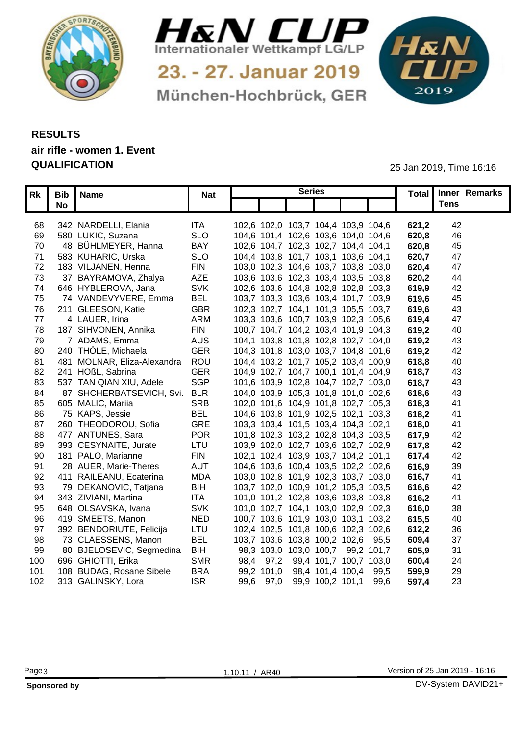# H&N CUP

Internationaler Wettkampf LG/LP

23. - 27. Januar 2019

München-Hochbrück, GER

## RESULTS

### air rifle - women 1. Event

### QUALIFICATION

25 Jan 2019, Time 16:16

| Rk | Bib No | Name | Nat | Series | | | | | | Total | Inner Tens | Remarks |
|---|---|---|---|---|---|---|---|---|---|---|---|---|
| 68 | 342 | NARDELLI, Elania | ITA | 102,6 | 102,0 | 103,7 | 104,4 | 103,9 | 104,6 | **621,2** | 42 | |
| 69 | 580 | LUKIC, Suzana | SLO | 104,6 | 101,4 | 102,6 | 103,6 | 104,0 | 104,6 | **620,8** | 46 | |
| 70 | 48 | BÜHLMEYER, Hanna | BAY | 102,6 | 104,7 | 102,3 | 102,7 | 104,4 | 104,1 | **620,8** | 45 | |
| 71 | 583 | KUHARIC, Urska | SLO | 104,4 | 103,8 | 101,7 | 103,1 | 103,6 | 104,1 | **620,7** | 47 | |
| 72 | 183 | VILJANEN, Henna | FIN | 103,0 | 102,3 | 104,6 | 103,7 | 103,8 | 103,0 | **620,4** | 47 | |
| 73 | 37 | BAYRAMOVA, Zhalya | AZE | 103,6 | 103,6 | 102,3 | 103,4 | 103,5 | 103,8 | **620,2** | 44 | |
| 74 | 646 | HYBLEROVA, Jana | SVK | 102,6 | 103,6 | 104,8 | 102,8 | 102,8 | 103,3 | **619,9** | 42 | |
| 75 | 74 | VANDEVYVERE, Emma | BEL | 103,7 | 103,3 | 103,6 | 103,4 | 101,7 | 103,9 | **619,6** | 45 | |
| 76 | 211 | GLEESON, Katie | GBR | 102,3 | 102,7 | 104,1 | 101,3 | 105,5 | 103,7 | **619,6** | 43 | |
| 77 | 4 | LAUER, Irina | ARM | 103,3 | 103,6 | 100,7 | 103,9 | 102,3 | 105,6 | **619,4** | 47 | |
| 78 | 187 | SIHVONEN, Annika | FIN | 100,7 | 104,7 | 104,2 | 103,4 | 101,9 | 104,3 | **619,2** | 40 | |
| 79 | 7 | ADAMS, Emma | AUS | 104,1 | 103,8 | 101,8 | 102,8 | 102,7 | 104,0 | **619,2** | 43 | |
| 80 | 240 | THÖLE, Michaela | GER | 104,3 | 101,8 | 103,0 | 103,7 | 104,8 | 101,6 | **619,2** | 42 | |
| 81 | 481 | MOLNAR, Eliza-Alexandra | ROU | 104,4 | 103,2 | 101,7 | 105,2 | 103,4 | 100,9 | **618,8** | 40 | |
| 82 | 241 | HÖßL, Sabrina | GER | 104,9 | 102,7 | 104,7 | 100,1 | 101,4 | 104,9 | **618,7** | 43 | |
| 83 | 537 | TAN QIAN XIU, Adele | SGP | 101,6 | 103,9 | 102,8 | 104,7 | 102,7 | 103,0 | **618,7** | 43 | |
| 84 | 87 | SHCHERBATSEVICH, Svi. | BLR | 104,0 | 103,9 | 105,3 | 101,8 | 101,0 | 102,6 | **618,6** | 43 | |
| 85 | 605 | MALIC, Mariia | SRB | 102,0 | 101,6 | 104,9 | 101,8 | 102,7 | 105,3 | **618,3** | 41 | |
| 86 | 75 | KAPS, Jessie | BEL | 104,6 | 103,8 | 101,9 | 102,5 | 102,1 | 103,3 | **618,2** | 41 | |
| 87 | 260 | THEODOROU, Sofia | GRE | 103,3 | 103,4 | 101,5 | 103,4 | 104,3 | 102,1 | **618,0** | 41 | |
| 88 | 477 | ANTUNES, Sara | POR | 101,8 | 102,3 | 103,2 | 102,8 | 104,3 | 103,5 | **617,9** | 42 | |
| 89 | 393 | CESYNAITE, Jurate | LTU | 103,9 | 102,0 | 102,7 | 103,6 | 102,7 | 102,9 | **617,8** | 42 | |
| 90 | 181 | PALO, Marianne | FIN | 102,1 | 102,4 | 103,9 | 103,7 | 104,2 | 101,1 | **617,4** | 42 | |
| 91 | 28 | AUER, Marie-Theres | AUT | 104,6 | 103,6 | 100,4 | 103,5 | 102,2 | 102,6 | **616,9** | 39 | |
| 92 | 411 | RAILEANU, Ecaterina | MDA | 103,0 | 102,8 | 101,9 | 102,3 | 103,7 | 103,0 | **616,7** | 41 | |
| 93 | 79 | DEKANOVIC, Tatjana | BIH | 103,7 | 102,0 | 100,9 | 101,2 | 105,3 | 103,5 | **616,6** | 42 | |
| 94 | 343 | ZIVIANI, Martina | ITA | 101,0 | 101,2 | 102,8 | 103,6 | 103,8 | 103,8 | **616,2** | 41 | |
| 95 | 648 | OLSAVSKA, Ivana | SVK | 101,0 | 102,7 | 104,1 | 103,0 | 102,9 | 102,3 | **616,0** | 38 | |
| 96 | 419 | SMEETS, Manon | NED | 100,7 | 103,6 | 101,9 | 103,0 | 103,1 | 103,2 | **615,5** | 40 | |
| 97 | 392 | BENDORIUTE, Felicija | LTU | 102,4 | 102,5 | 101,8 | 100,6 | 102,3 | 102,6 | **612,2** | 36 | |
| 98 | 73 | CLAESSENS, Manon | BEL | 103,7 | 103,6 | 103,8 | 100,2 | 102,6 | 95,5 | **609,4** | 37 | |
| 99 | 80 | BJELOSEVIC, Segmedina | BIH | 98,3 | 103,0 | 103,0 | 100,7 | 99,2 | 101,7 | **605,9** | 31 | |
| 100 | 696 | GHIOTTI, Erika | SMR | 98,4 | 97,2 | 99,4 | 101,7 | 100,7 | 103,0 | **600,4** | 24 | |
| 101 | 108 | BUDAG, Rosane Sibele | BRA | 99,2 | 101,0 | 98,4 | 101,4 | 100,4 | 99,5 | **599,9** | 29 | |
| 102 | 313 | GALINSKY, Lora | ISR | 99,6 | 97,0 | 99,9 | 100,2 | 101,1 | 99,6 | **597,4** | 23 | |

1.10.11 / AR40

Version of 25 Jan 2019 - 16:16

**Sponsored by**

DV-System DAVID21+